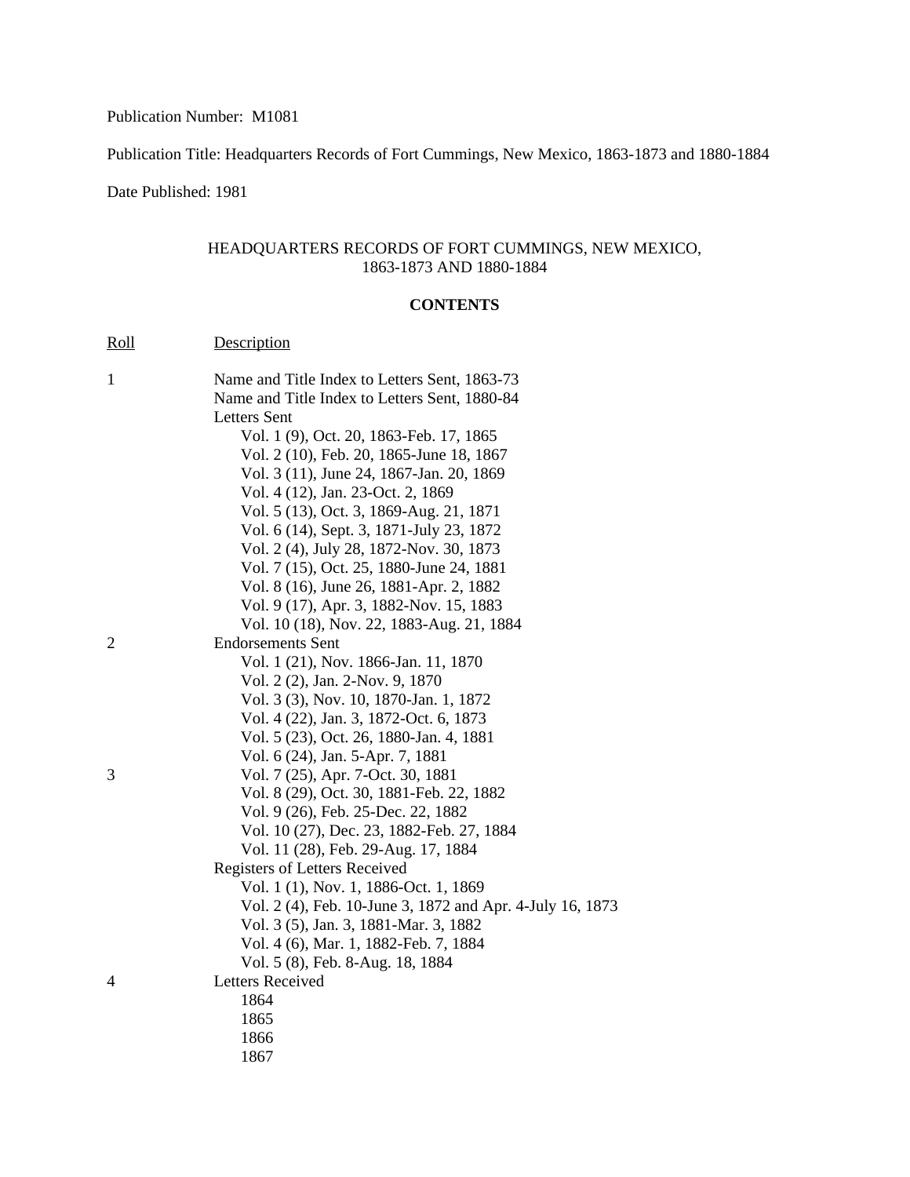Publication Number: M1081

Publication Title: Headquarters Records of Fort Cummings, New Mexico, 1863-1873 and 1880-1884

Date Published: 1981

## HEADQUARTERS RECORDS OF FORT CUMMINGS, NEW MEXICO, 1863-1873 AND 1880-1884

### CONTENTS

| Roll | Description |
|---|---|
| 1 | Name and Title Index to Letters Sent, 1863-73 |
| | Name and Title Index to Letters Sent, 1880-84 |
| | Letters Sent |
| | Vol. 1 (9), Oct. 20, 1863-Feb. 17, 1865 |
| | Vol. 2 (10), Feb. 20, 1865-June 18, 1867 |
| | Vol. 3 (11), June 24, 1867-Jan. 20, 1869 |
| | Vol. 4 (12), Jan. 23-Oct. 2, 1869 |
| | Vol. 5 (13), Oct. 3, 1869-Aug. 21, 1871 |
| | Vol. 6 (14), Sept. 3, 1871-July 23, 1872 |
| | Vol. 2 (4), July 28, 1872-Nov. 30, 1873 |
| | Vol. 7 (15), Oct. 25, 1880-June 24, 1881 |
| | Vol. 8 (16), June 26, 1881-Apr. 2, 1882 |
| | Vol. 9 (17), Apr. 3, 1882-Nov. 15, 1883 |
| | Vol. 10 (18), Nov. 22, 1883-Aug. 21, 1884 |
| 2 | Endorsements Sent |
| | Vol. 1 (21), Nov. 1866-Jan. 11, 1870 |
| | Vol. 2 (2), Jan. 2-Nov. 9, 1870 |
| | Vol. 3 (3), Nov. 10, 1870-Jan. 1, 1872 |
| | Vol. 4 (22), Jan. 3, 1872-Oct. 6, 1873 |
| | Vol. 5 (23), Oct. 26, 1880-Jan. 4, 1881 |
| | Vol. 6 (24), Jan. 5-Apr. 7, 1881 |
| 3 | Vol. 7 (25), Apr. 7-Oct. 30, 1881 |
| | Vol. 8 (29), Oct. 30, 1881-Feb. 22, 1882 |
| | Vol. 9 (26), Feb. 25-Dec. 22, 1882 |
| | Vol. 10 (27), Dec. 23, 1882-Feb. 27, 1884 |
| | Vol. 11 (28), Feb. 29-Aug. 17, 1884 |
| | Registers of Letters Received |
| | Vol. 1 (1), Nov. 1, 1886-Oct. 1, 1869 |
| | Vol. 2 (4), Feb. 10-June 3, 1872 and Apr. 4-July 16, 1873 |
| | Vol. 3 (5), Jan. 3, 1881-Mar. 3, 1882 |
| | Vol. 4 (6), Mar. 1, 1882-Feb. 7, 1884 |
| | Vol. 5 (8), Feb. 8-Aug. 18, 1884 |
| 4 | Letters Received |
| | 1864 |
| | 1865 |
| | 1866 |
| | 1867 |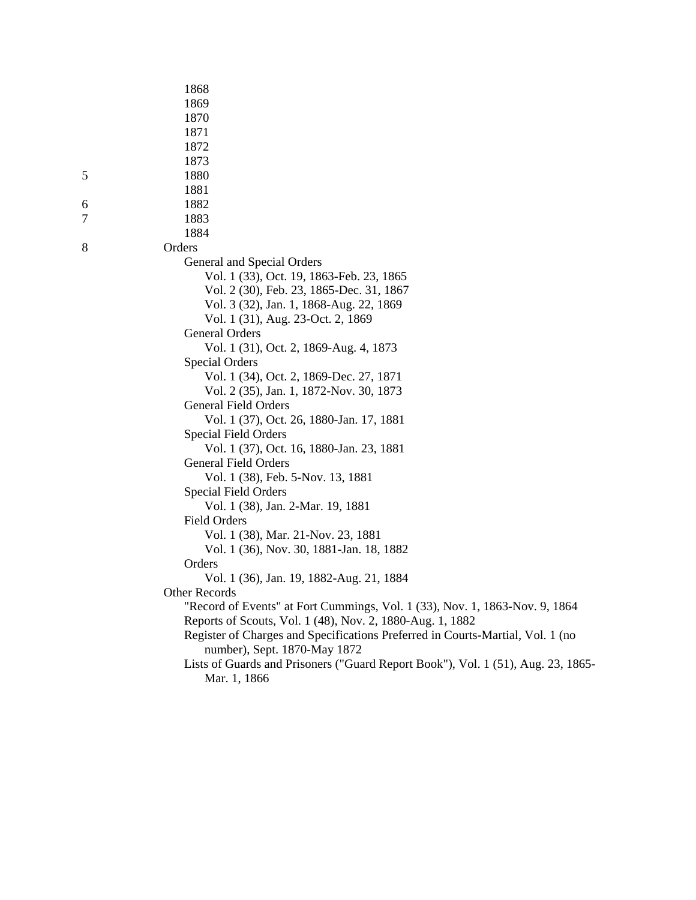1868
1869
1870
1871
1872
1873
5 1880
1881
6 1882
7 1883
1884
8 Orders
- General and Special Orders
  - Vol. 1 (33), Oct. 19, 1863-Feb. 23, 1865
  - Vol. 2 (30), Feb. 23, 1865-Dec. 31, 1867
  - Vol. 3 (32), Jan. 1, 1868-Aug. 22, 1869
  - Vol. 1 (31), Aug. 23-Oct. 2, 1869
- General Orders
  - Vol. 1 (31), Oct. 2, 1869-Aug. 4, 1873
- Special Orders
  - Vol. 1 (34), Oct. 2, 1869-Dec. 27, 1871
  - Vol. 2 (35), Jan. 1, 1872-Nov. 30, 1873
- General Field Orders
  - Vol. 1 (37), Oct. 26, 1880-Jan. 17, 1881
- Special Field Orders
  - Vol. 1 (37), Oct. 16, 1880-Jan. 23, 1881
- General Field Orders
  - Vol. 1 (38), Feb. 5-Nov. 13, 1881
- Special Field Orders
  - Vol. 1 (38), Jan. 2-Mar. 19, 1881
- Field Orders
  - Vol. 1 (38), Mar. 21-Nov. 23, 1881
  - Vol. 1 (36), Nov. 30, 1881-Jan. 18, 1882
- Orders
  - Vol. 1 (36), Jan. 19, 1882-Aug. 21, 1884

Other Records
- "Record of Events" at Fort Cummings, Vol. 1 (33), Nov. 1, 1863-Nov. 9, 1864
- Reports of Scouts, Vol. 1 (48), Nov. 2, 1880-Aug. 1, 1882
- Register of Charges and Specifications Preferred in Courts-Martial, Vol. 1 (no number), Sept. 1870-May 1872
- Lists of Guards and Prisoners ("Guard Report Book"), Vol. 1 (51), Aug. 23, 1865-Mar. 1, 1866